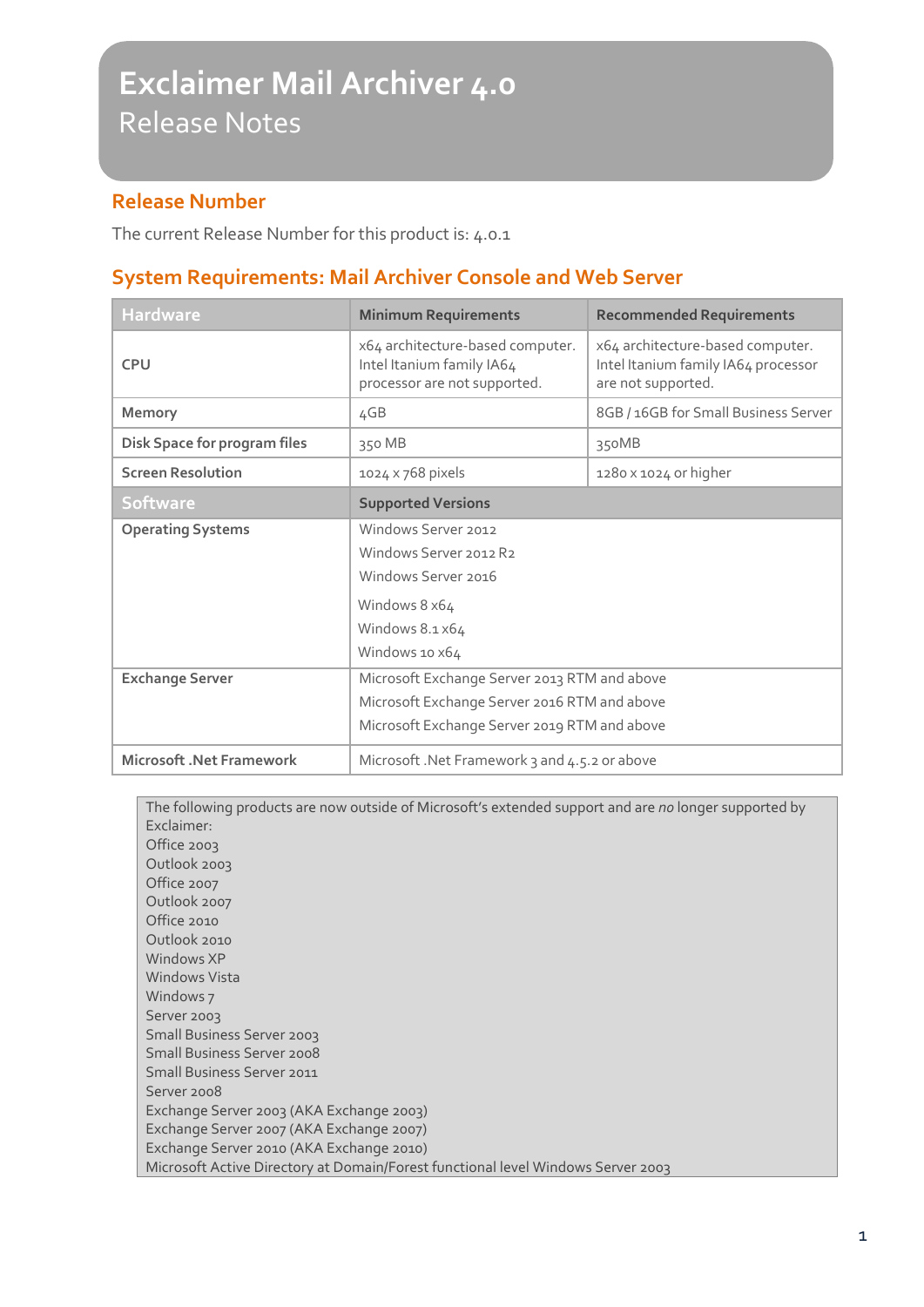# Exclaimer Mail Archiver 4.0

## Release Notes

## Release Number

The current Release Number for this product is: 4.0.1

## System Requirements: Mail Archiver Console and Web Server

| Hardware | Minimum Requirements | Recommended Requirements |
|---|---|---|
| CPU | x64 architecture-based computer. Intel Itanium family IA64 processor are not supported. | x64 architecture-based computer. Intel Itanium family IA64 processor are not supported. |
| Memory | 4GB | 8GB / 16GB for Small Business Server |
| Disk Space for program files | 350 MB | 350MB |
| Screen Resolution | 1024 x 768 pixels | 1280 x 1024 or higher |
| **Software** | **Supported Versions** | |
| Operating Systems | Windows Server 2012<br>Windows Server 2012 R2<br>Windows Server 2016<br>Windows 8 x64<br>Windows 8.1 x64<br>Windows 10 x64 | |
| Exchange Server | Microsoft Exchange Server 2013 RTM and above<br>Microsoft Exchange Server 2016 RTM and above<br>Microsoft Exchange Server 2019 RTM and above | |
| Microsoft .Net Framework | Microsoft .Net Framework 3 and 4.5.2 or above | |

The following products are now outside of Microsoft's extended support and are *no* longer supported by Exclaimer:
Office 2003
Outlook 2003
Office 2007
Outlook 2007
Office 2010
Outlook 2010
Windows XP
Windows Vista
Windows 7
Server 2003
Small Business Server 2003
Small Business Server 2008
Small Business Server 2011
Server 2008
Exchange Server 2003 (AKA Exchange 2003)
Exchange Server 2007 (AKA Exchange 2007)
Exchange Server 2010 (AKA Exchange 2010)
Microsoft Active Directory at Domain/Forest functional level Windows Server 2003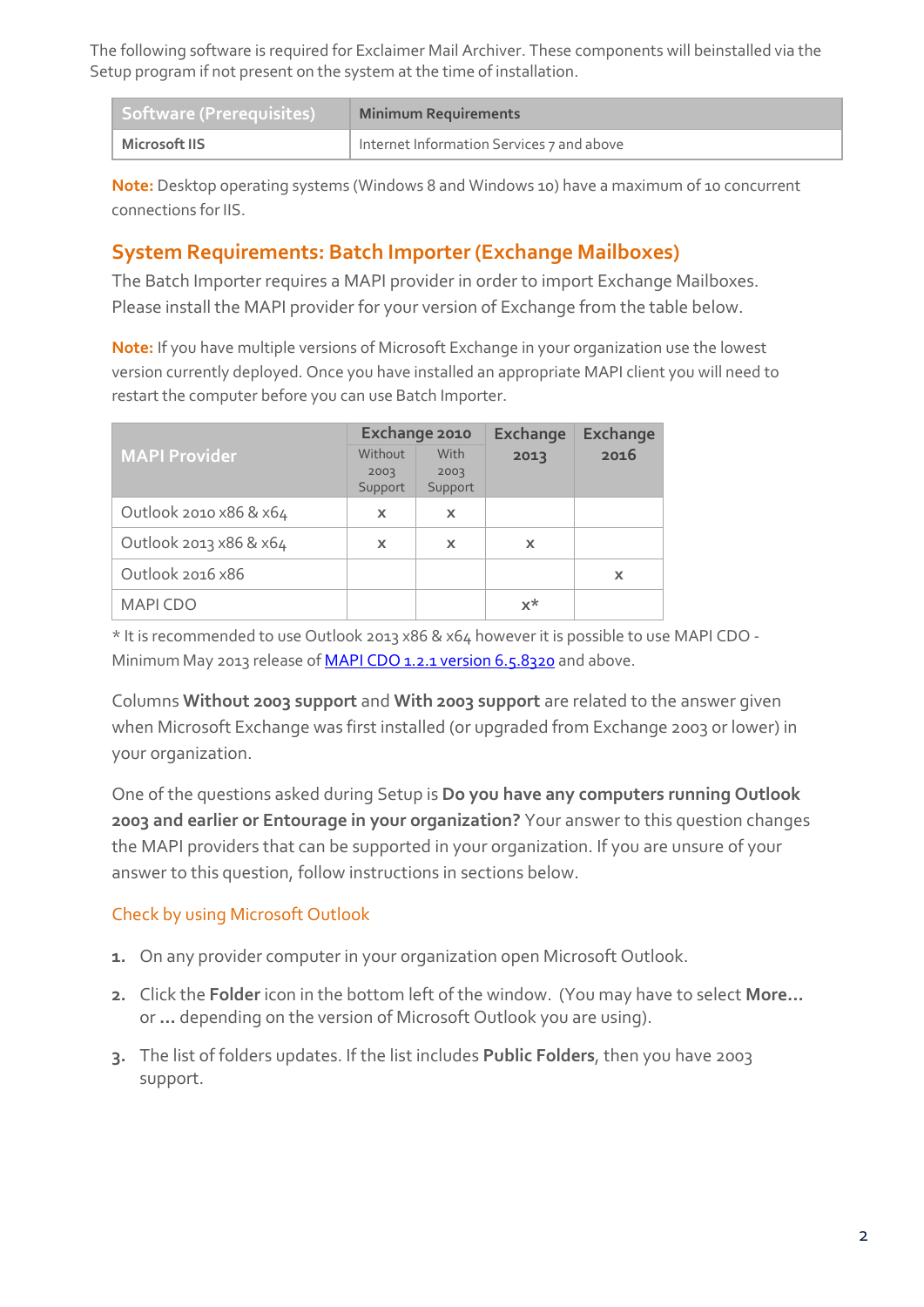The following software is required for Exclaimer Mail Archiver. These components will beinstalled via the Setup program if not present on the system at the time of installation.

| Software (Prerequisites) | Minimum Requirements |
|---|---|
| Microsoft IIS | Internet Information Services 7 and above |

**Note:** Desktop operating systems (Windows 8 and Windows 10) have a maximum of 10 concurrent connections for IIS.

## System Requirements: Batch Importer (Exchange Mailboxes)

The Batch Importer requires a MAPI provider in order to import Exchange Mailboxes. Please install the MAPI provider for your version of Exchange from the table below.

**Note:** If you have multiple versions of Microsoft Exchange in your organization use the lowest version currently deployed. Once you have installed an appropriate MAPI client you will need to restart the computer before you can use Batch Importer.

| MAPI Provider | Exchange 2010 | | Exchange 2013 | Exchange 2016 |
|---|---|---|---|---|
| | Without 2003 Support | With 2003 Support | | |
| Outlook 2010 x86 & x64 | x | x | | |
| Outlook 2013 x86 & x64 | x | x | x | |
| Outlook 2016 x86 | | | | x |
| MAPI CDO | | | x* | |

* It is recommended to use Outlook 2013 x86 & x64 however it is possible to use MAPI CDO - Minimum May 2013 release of MAPI CDO 1.2.1 version 6.5.8320 and above.

Columns **Without 2003 support** and **With 2003 support** are related to the answer given when Microsoft Exchange was first installed (or upgraded from Exchange 2003 or lower) in your organization.

One of the questions asked during Setup is **Do you have any computers running Outlook 2003 and earlier or Entourage in your organization?** Your answer to this question changes the MAPI providers that can be supported in your organization. If you are unsure of your answer to this question, follow instructions in sections below.

### Check by using Microsoft Outlook

1. On any provider computer in your organization open Microsoft Outlook.
2. Click the **Folder** icon in the bottom left of the window. (You may have to select **More...** or **...** depending on the version of Microsoft Outlook you are using).
3. The list of folders updates. If the list includes **Public Folders**, then you have 2003 support.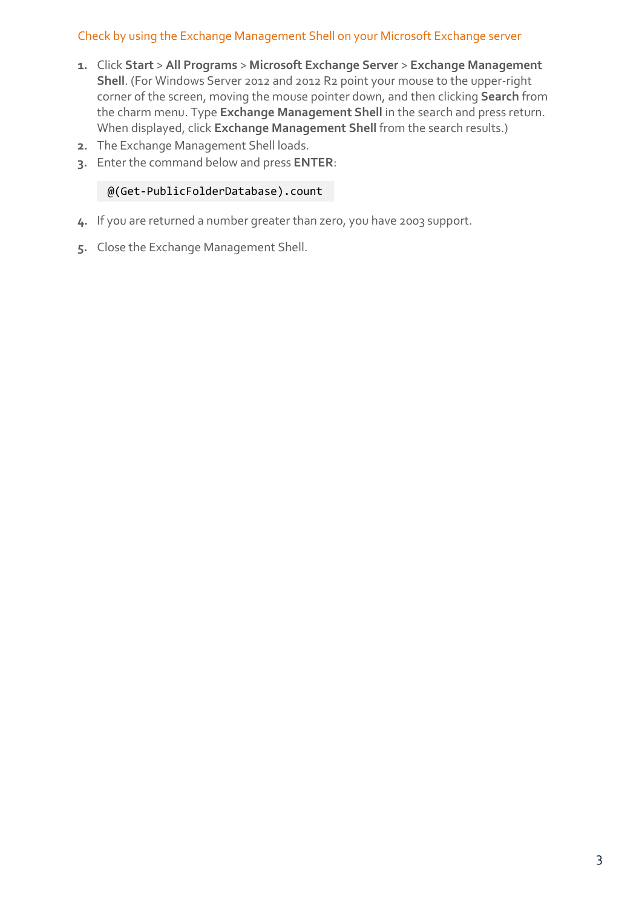### Check by using the Exchange Management Shell on your Microsoft Exchange server

1. Click **Start** > **All Programs** > **Microsoft Exchange Server** > **Exchange Management Shell**. (For Windows Server 2012 and 2012 R2 point your mouse to the upper-right corner of the screen, moving the mouse pointer down, and then clicking **Search** from the charm menu. Type **Exchange Management Shell** in the search and press return. When displayed, click **Exchange Management Shell** from the search results.)
2. The Exchange Management Shell loads.
3. Enter the command below and press **ENTER**:

```
@(Get-PublicFolderDatabase).count
```

4. If you are returned a number greater than zero, you have 2003 support.
5. Close the Exchange Management Shell.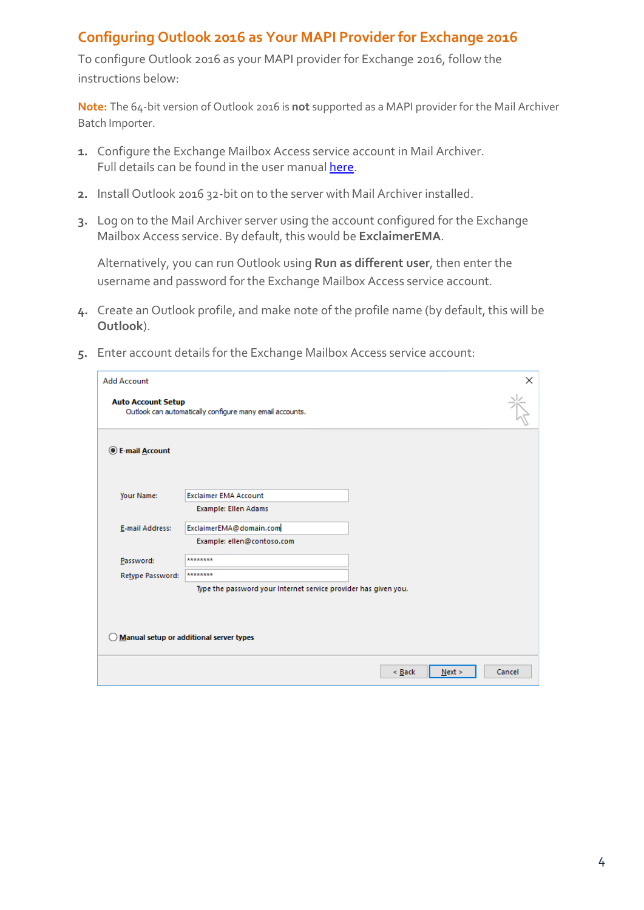## Configuring Outlook 2016 as Your MAPI Provider for Exchange 2016

To configure Outlook 2016 as your MAPI provider for Exchange 2016, follow the instructions below:

**Note:** The 64-bit version of Outlook 2016 is **not** supported as a MAPI provider for the Mail Archiver Batch Importer.

1. Configure the Exchange Mailbox Access service account in Mail Archiver. Full details can be found in the user manual [here](here).
2. Install Outlook 2016 32-bit on to the server with Mail Archiver installed.
3. Log on to the Mail Archiver server using the account configured for the Exchange Mailbox Access service. By default, this would be **ExclaimerEMA**.

   Alternatively, you can run Outlook using **Run as different user**, then enter the username and password for the Exchange Mailbox Access service account.
4. Create an Outlook profile, and make note of the profile name (by default, this will be **Outlook**).
5. Enter account details for the Exchange Mailbox Access service account:

Add Account

**Auto Account Setup**
Outlook can automatically configure many email accounts.

(•) E-mail Account

Your Name: Exclaimer EMA Account
Example: Ellen Adams

E-mail Address: ExclaimerEMA@domain.com
Example: ellen@contoso.com

Password: ********
Retype Password: ********
Type the password your Internet service provider has given you.

( ) Manual setup or additional server types

< Back | Next > | Cancel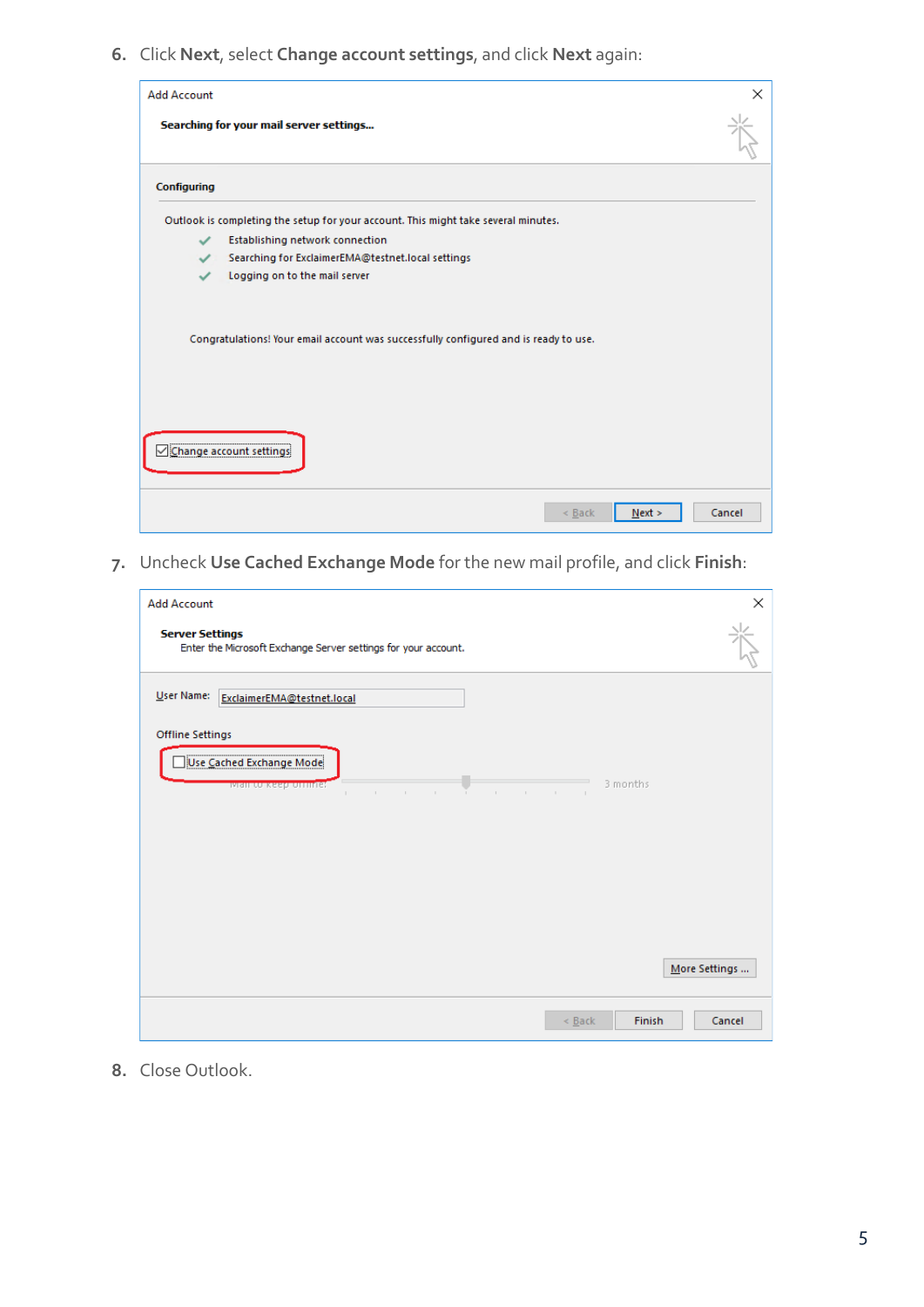6. Click **Next**, select **Change account settings**, and click **Next** again:

Add Account

**Searching for your mail server settings...**

**Configuring**

Outlook is completing the setup for your account. This might take several minutes.

- Establishing network connection
- Searching for ExclaimerEMA@testnet.local settings
- Logging on to the mail server

Congratulations! Your email account was successfully configured and is ready to use.

☑ Change account settings

< Back | Next > | Cancel

7. Uncheck **Use Cached Exchange Mode** for the new mail profile, and click **Finish**:

Add Account

**Server Settings**

Enter the Microsoft Exchange Server settings for your account.

User Name: ExclaimerEMA@testnet.local

Offline Settings

☐ Use Cached Exchange Mode

Mail to keep offline: 3 months

More Settings ...

< Back | Finish | Cancel

8. Close Outlook.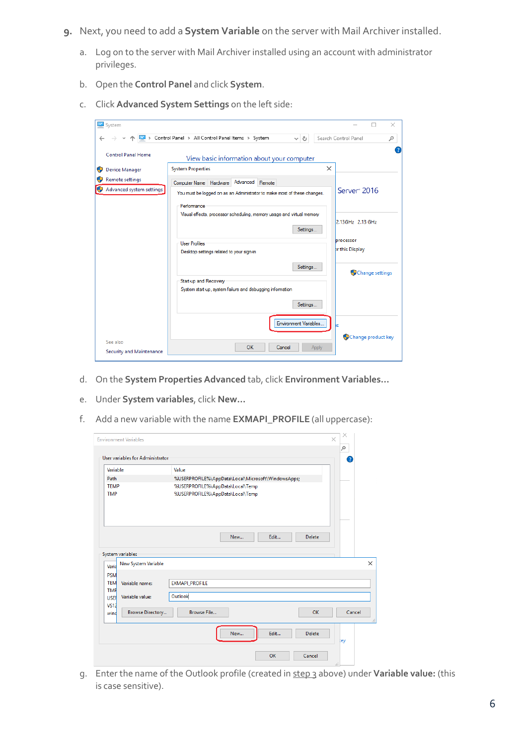9. Next, you need to add a **System Variable** on the server with Mail Archiver installed.

    a. Log on to the server with Mail Archiver installed using an account with administrator privileges.

    b. Open the **Control Panel** and click **System**.

    c. Click **Advanced System Settings** on the left side:

    d. On the **System Properties Advanced** tab, click **Environment Variables…**

    e. Under **System variables**, click **New…**

    f. Add a new variable with the name **EXMAPI_PROFILE** (all uppercase):

    g. Enter the name of the Outlook profile (created in step 3 above) under **Variable value:** (this is case sensitive).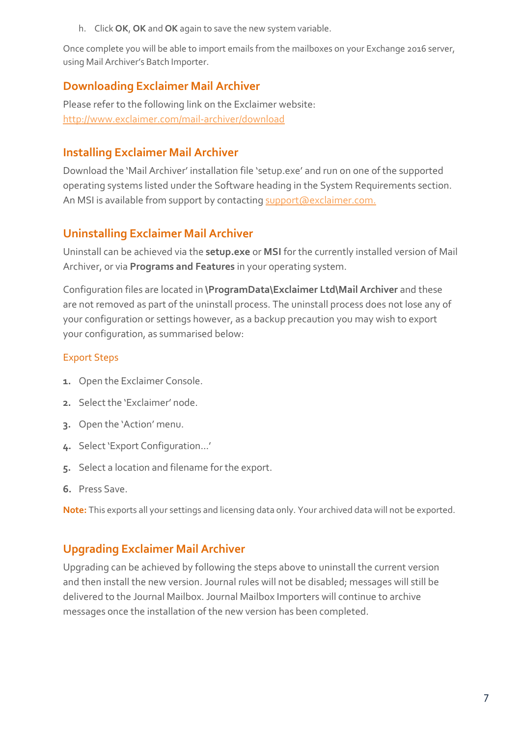h. Click **OK**, **OK** and **OK** again to save the new system variable.

Once complete you will be able to import emails from the mailboxes on your Exchange 2016 server, using Mail Archiver's Batch Importer.

## Downloading Exclaimer Mail Archiver

Please refer to the following link on the Exclaimer website:
http://www.exclaimer.com/mail-archiver/download

## Installing Exclaimer Mail Archiver

Download the 'Mail Archiver' installation file 'setup.exe' and run on one of the supported operating systems listed under the Software heading in the System Requirements section. An MSI is available from support by contacting support@exclaimer.com.

## Uninstalling Exclaimer Mail Archiver

Uninstall can be achieved via the **setup.exe** or **MSI** for the currently installed version of Mail Archiver, or via **Programs and Features** in your operating system.

Configuration files are located in **\ProgramData\Exclaimer Ltd\Mail Archiver** and these are not removed as part of the uninstall process. The uninstall process does not lose any of your configuration or settings however, as a backup precaution you may wish to export your configuration, as summarised below:

### Export Steps

1. Open the Exclaimer Console.
2. Select the 'Exclaimer' node.
3. Open the 'Action' menu.
4. Select 'Export Configuration...'
5. Select a location and filename for the export.
6. Press Save.

**Note:** This exports all your settings and licensing data only. Your archived data will not be exported.

## Upgrading Exclaimer Mail Archiver

Upgrading can be achieved by following the steps above to uninstall the current version and then install the new version. Journal rules will not be disabled; messages will still be delivered to the Journal Mailbox. Journal Mailbox Importers will continue to archive messages once the installation of the new version has been completed.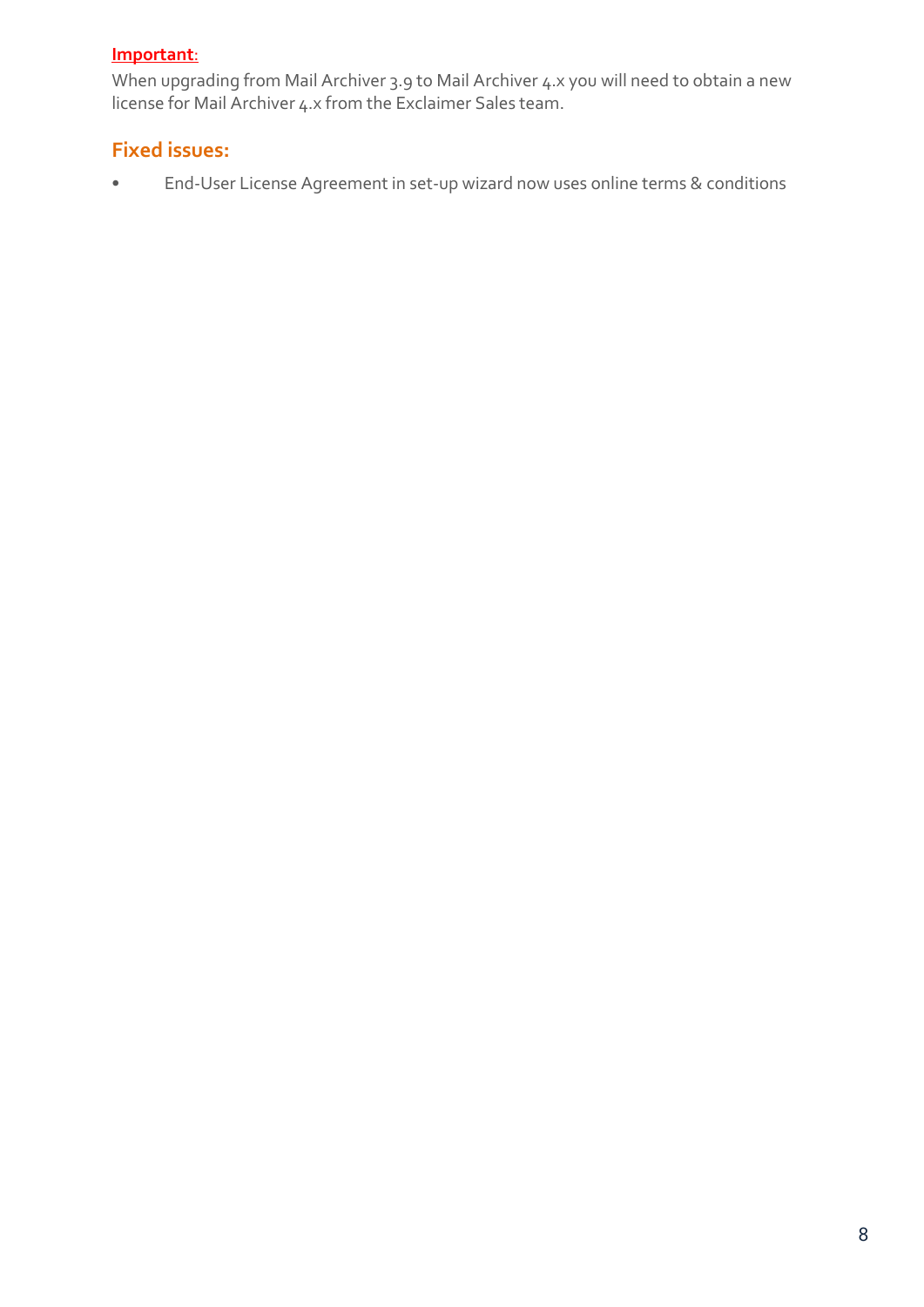**Important**:

When upgrading from Mail Archiver 3.9 to Mail Archiver 4.x you will need to obtain a new license for Mail Archiver 4.x from the Exclaimer Sales team.

## Fixed issues:

- End-User License Agreement in set-up wizard now uses online terms & conditions